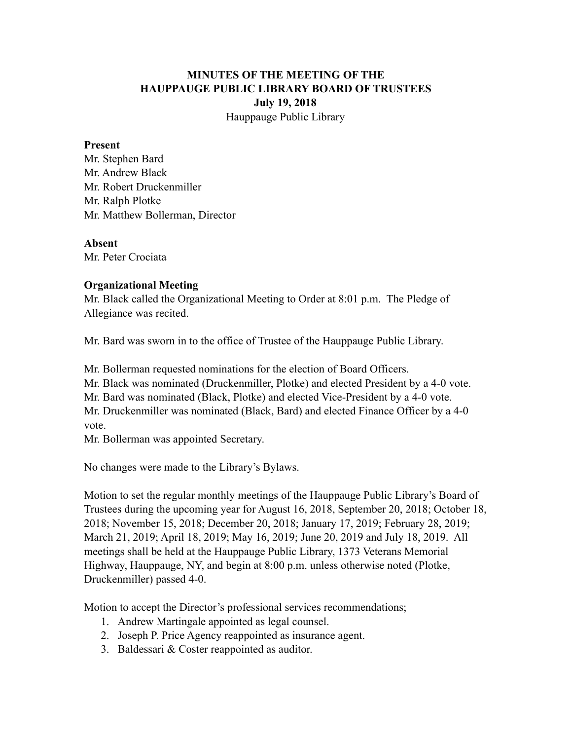# MINUTES OF THE MEETING OF THE HAUPPAUGE PUBLIC LIBRARY BOARD OF TRUSTEES

**July 19, 2018**

Hauppauge Public Library

**Present**

Mr. Stephen Bard
Mr. Andrew Black
Mr. Robert Druckenmiller
Mr. Ralph Plotke
Mr. Matthew Bollerman, Director

**Absent**

Mr. Peter Crociata

**Organizational Meeting**

Mr. Black called the Organizational Meeting to Order at 8:01 p.m. The Pledge of Allegiance was recited.

Mr. Bard was sworn in to the office of Trustee of the Hauppauge Public Library.

Mr. Bollerman requested nominations for the election of Board Officers.
Mr. Black was nominated (Druckenmiller, Plotke) and elected President by a 4-0 vote.
Mr. Bard was nominated (Black, Plotke) and elected Vice-President by a 4-0 vote.
Mr. Druckenmiller was nominated (Black, Bard) and elected Finance Officer by a 4-0 vote.
Mr. Bollerman was appointed Secretary.

No changes were made to the Library's Bylaws.

Motion to set the regular monthly meetings of the Hauppauge Public Library's Board of Trustees during the upcoming year for August 16, 2018, September 20, 2018; October 18, 2018; November 15, 2018; December 20, 2018; January 17, 2019; February 28, 2019; March 21, 2019; April 18, 2019; May 16, 2019; June 20, 2019 and July 18, 2019. All meetings shall be held at the Hauppauge Public Library, 1373 Veterans Memorial Highway, Hauppauge, NY, and begin at 8:00 p.m. unless otherwise noted (Plotke, Druckenmiller) passed 4-0.

Motion to accept the Director's professional services recommendations;

1. Andrew Martingale appointed as legal counsel.
2. Joseph P. Price Agency reappointed as insurance agent.
3. Baldessari & Coster reappointed as auditor.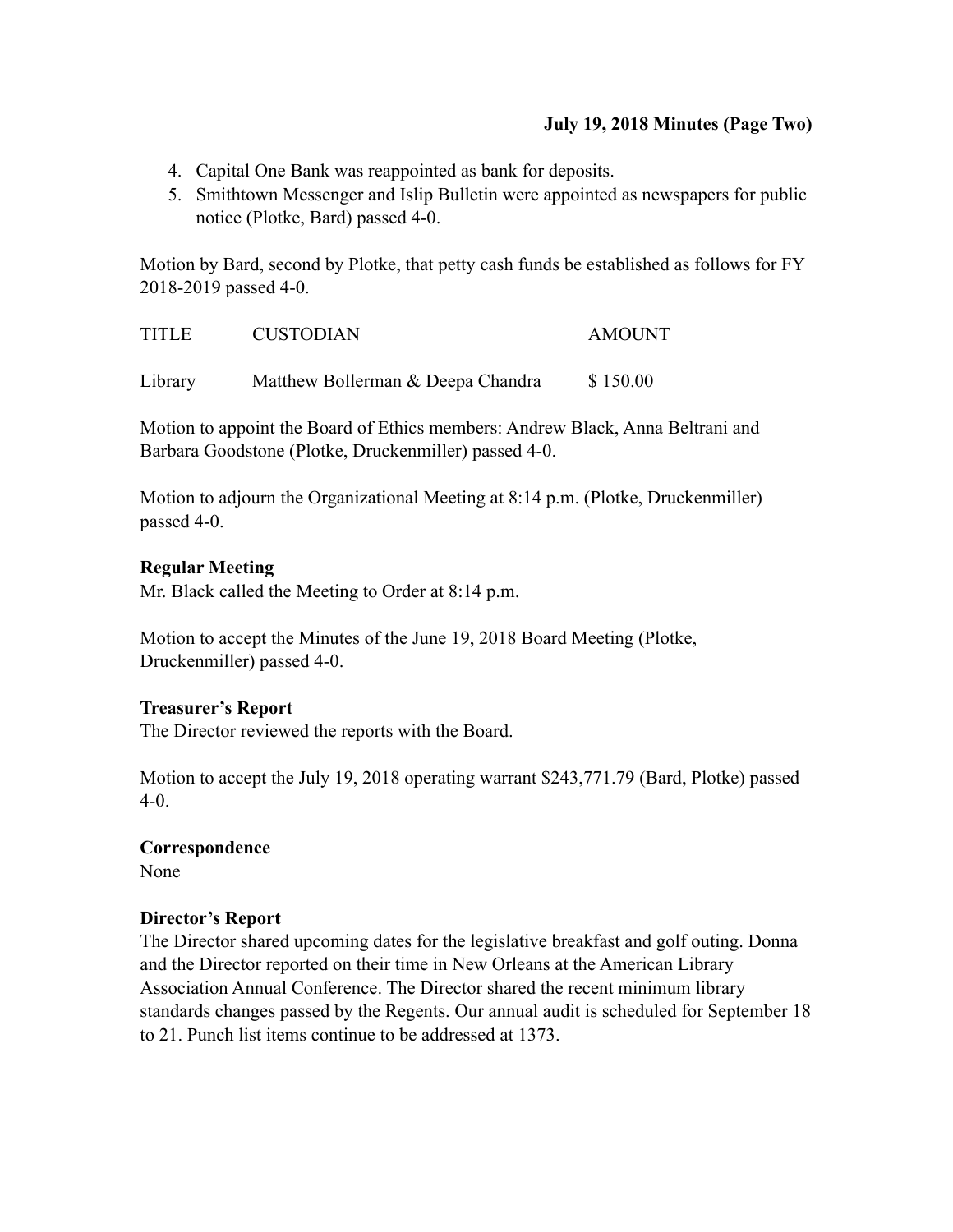4. Capital One Bank was reappointed as bank for deposits.
5. Smithtown Messenger and Islip Bulletin were appointed as newspapers for public notice (Plotke, Bard) passed 4-0.

Motion by Bard, second by Plotke, that petty cash funds be established as follows for FY 2018-2019 passed 4-0.

| TITLE | CUSTODIAN | AMOUNT |
|---|---|---|
| Library | Matthew Bollerman & Deepa Chandra | $ 150.00 |

Motion to appoint the Board of Ethics members: Andrew Black, Anna Beltrani and Barbara Goodstone (Plotke, Druckenmiller) passed 4-0.

Motion to adjourn the Organizational Meeting at 8:14 p.m. (Plotke, Druckenmiller) passed 4-0.

**Regular Meeting**

Mr. Black called the Meeting to Order at 8:14 p.m.

Motion to accept the Minutes of the June 19, 2018 Board Meeting (Plotke, Druckenmiller) passed 4-0.

**Treasurer's Report**

The Director reviewed the reports with the Board.

Motion to accept the July 19, 2018 operating warrant $243,771.79 (Bard, Plotke) passed 4-0.

**Correspondence**

None

**Director's Report**

The Director shared upcoming dates for the legislative breakfast and golf outing. Donna and the Director reported on their time in New Orleans at the American Library Association Annual Conference. The Director shared the recent minimum library standards changes passed by the Regents. Our annual audit is scheduled for September 18 to 21. Punch list items continue to be addressed at 1373.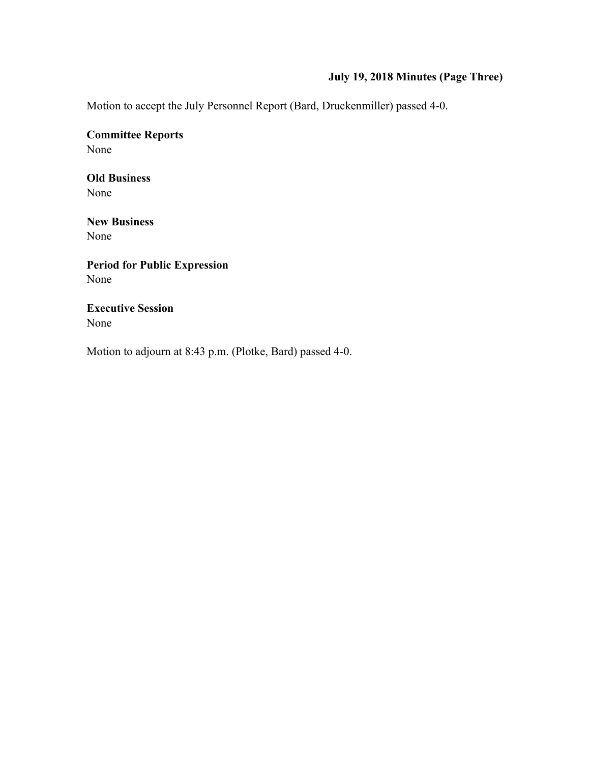Motion to accept the July Personnel Report (Bard, Druckenmiller) passed 4-0.

**Committee Reports**
None

**Old Business**
None

**New Business**
None

**Period for Public Expression**
None

**Executive Session**
None

Motion to adjourn at 8:43 p.m. (Plotke, Bard) passed 4-0.